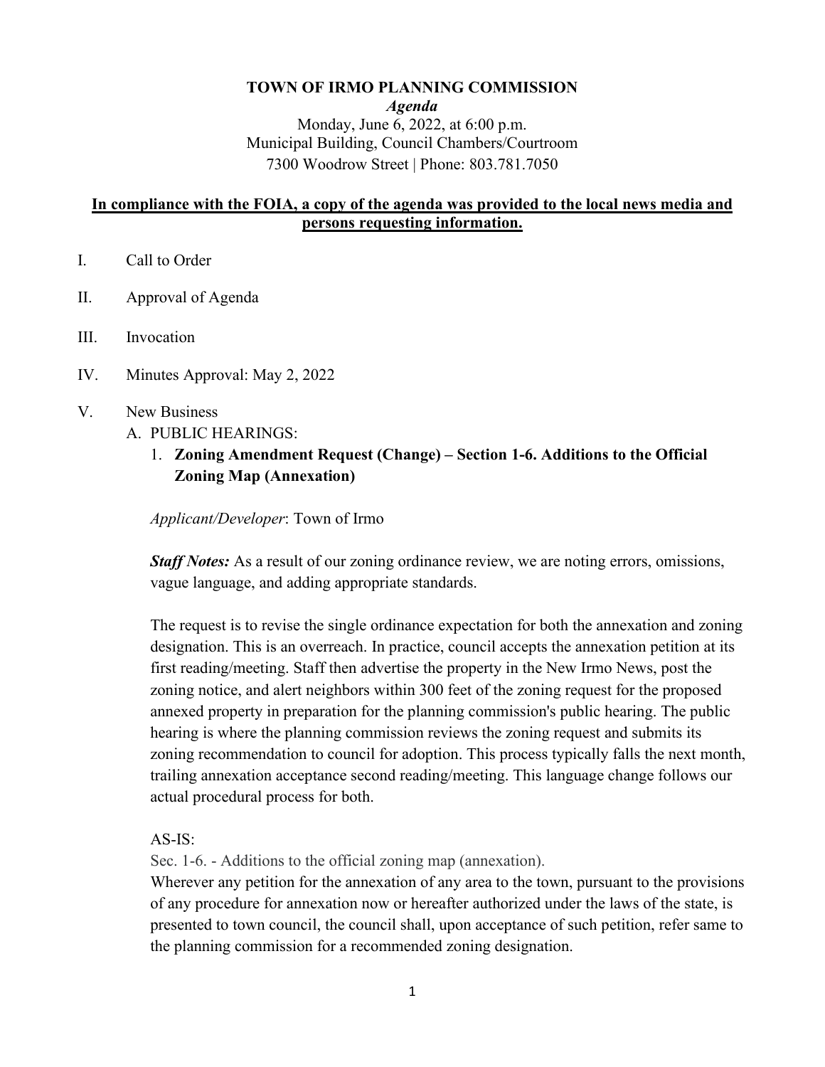# TOWN OF IRMO PLANNING COMMISSION

***Agenda***

Monday, June 6, 2022, at 6:00 p.m.
Municipal Building, Council Chambers/Courtroom
7300 Woodrow Street | Phone: 803.781.7050

**In compliance with the FOIA, a copy of the agenda was provided to the local news media and persons requesting information.**

I. Call to Order

II. Approval of Agenda

III. Invocation

IV. Minutes Approval: May 2, 2022

V. New Business

A. PUBLIC HEARINGS:

1. **Zoning Amendment Request (Change) – Section 1-6. Additions to the Official Zoning Map (Annexation)**

*Applicant/Developer*: Town of Irmo

***Staff Notes:*** As a result of our zoning ordinance review, we are noting errors, omissions, vague language, and adding appropriate standards.

The request is to revise the single ordinance expectation for both the annexation and zoning designation. This is an overreach. In practice, council accepts the annexation petition at its first reading/meeting. Staff then advertise the property in the New Irmo News, post the zoning notice, and alert neighbors within 300 feet of the zoning request for the proposed annexed property in preparation for the planning commission's public hearing. The public hearing is where the planning commission reviews the zoning request and submits its zoning recommendation to council for adoption. This process typically falls the next month, trailing annexation acceptance second reading/meeting. This language change follows our actual procedural process for both.

AS-IS:

Sec. 1-6. - Additions to the official zoning map (annexation).

Wherever any petition for the annexation of any area to the town, pursuant to the provisions of any procedure for annexation now or hereafter authorized under the laws of the state, is presented to town council, the council shall, upon acceptance of such petition, refer same to the planning commission for a recommended zoning designation.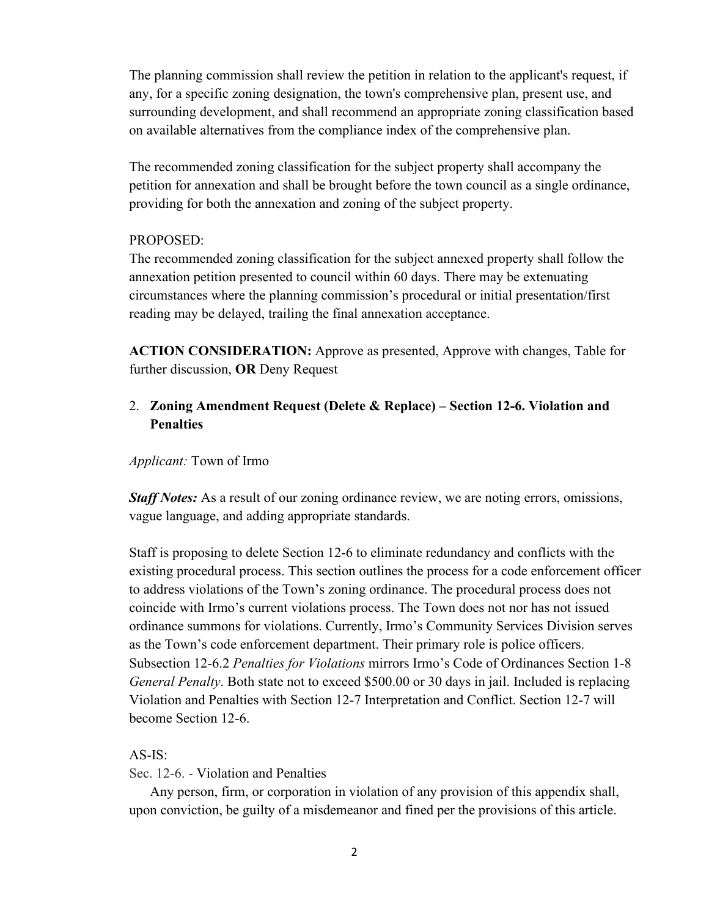The planning commission shall review the petition in relation to the applicant's request, if any, for a specific zoning designation, the town's comprehensive plan, present use, and surrounding development, and shall recommend an appropriate zoning classification based on available alternatives from the compliance index of the comprehensive plan.

The recommended zoning classification for the subject property shall accompany the petition for annexation and shall be brought before the town council as a single ordinance, providing for both the annexation and zoning of the subject property.

PROPOSED:
The recommended zoning classification for the subject annexed property shall follow the annexation petition presented to council within 60 days. There may be extenuating circumstances where the planning commission's procedural or initial presentation/first reading may be delayed, trailing the final annexation acceptance.

**ACTION CONSIDERATION:** Approve as presented, Approve with changes, Table for further discussion, **OR** Deny Request

2. **Zoning Amendment Request (Delete & Replace) – Section 12-6. Violation and Penalties**

*Applicant:* Town of Irmo

***Staff Notes:*** As a result of our zoning ordinance review, we are noting errors, omissions, vague language, and adding appropriate standards.

Staff is proposing to delete Section 12-6 to eliminate redundancy and conflicts with the existing procedural process. This section outlines the process for a code enforcement officer to address violations of the Town's zoning ordinance. The procedural process does not coincide with Irmo's current violations process. The Town does not nor has not issued ordinance summons for violations. Currently, Irmo's Community Services Division serves as the Town's code enforcement department. Their primary role is police officers. Subsection 12-6.2 *Penalties for Violations* mirrors Irmo's Code of Ordinances Section 1-8 *General Penalty*. Both state not to exceed $500.00 or 30 days in jail. Included is replacing Violation and Penalties with Section 12-7 Interpretation and Conflict. Section 12-7 will become Section 12-6.

AS-IS:
Sec. 12-6. - Violation and Penalties

Any person, firm, or corporation in violation of any provision of this appendix shall, upon conviction, be guilty of a misdemeanor and fined per the provisions of this article.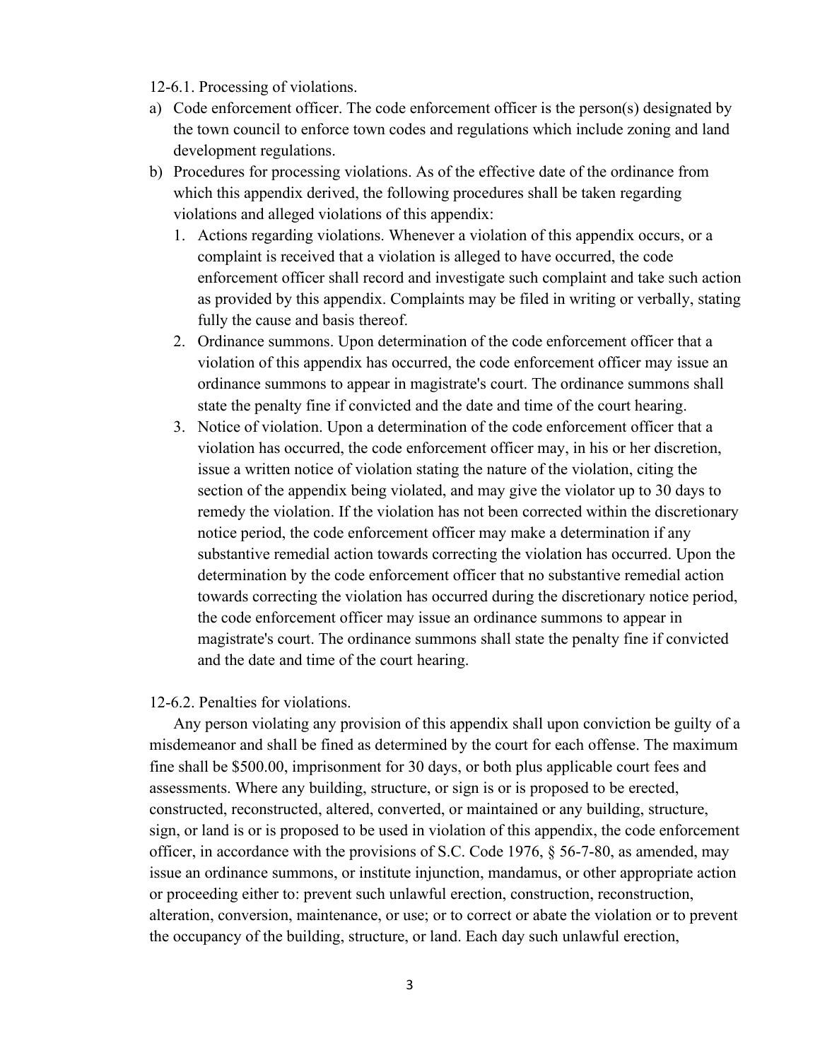12-6.1. Processing of violations.

a) Code enforcement officer. The code enforcement officer is the person(s) designated by the town council to enforce town codes and regulations which include zoning and land development regulations.
b) Procedures for processing violations. As of the effective date of the ordinance from which this appendix derived, the following procedures shall be taken regarding violations and alleged violations of this appendix:
   1. Actions regarding violations. Whenever a violation of this appendix occurs, or a complaint is received that a violation is alleged to have occurred, the code enforcement officer shall record and investigate such complaint and take such action as provided by this appendix. Complaints may be filed in writing or verbally, stating fully the cause and basis thereof.
   2. Ordinance summons. Upon determination of the code enforcement officer that a violation of this appendix has occurred, the code enforcement officer may issue an ordinance summons to appear in magistrate's court. The ordinance summons shall state the penalty fine if convicted and the date and time of the court hearing.
   3. Notice of violation. Upon a determination of the code enforcement officer that a violation has occurred, the code enforcement officer may, in his or her discretion, issue a written notice of violation stating the nature of the violation, citing the section of the appendix being violated, and may give the violator up to 30 days to remedy the violation. If the violation has not been corrected within the discretionary notice period, the code enforcement officer may make a determination if any substantive remedial action towards correcting the violation has occurred. Upon the determination by the code enforcement officer that no substantive remedial action towards correcting the violation has occurred during the discretionary notice period, the code enforcement officer may issue an ordinance summons to appear in magistrate's court. The ordinance summons shall state the penalty fine if convicted and the date and time of the court hearing.

12-6.2. Penalties for violations.

Any person violating any provision of this appendix shall upon conviction be guilty of a misdemeanor and shall be fined as determined by the court for each offense. The maximum fine shall be $500.00, imprisonment for 30 days, or both plus applicable court fees and assessments. Where any building, structure, or sign is or is proposed to be erected, constructed, reconstructed, altered, converted, or maintained or any building, structure, sign, or land is or is proposed to be used in violation of this appendix, the code enforcement officer, in accordance with the provisions of S.C. Code 1976, § 56-7-80, as amended, may issue an ordinance summons, or institute injunction, mandamus, or other appropriate action or proceeding either to: prevent such unlawful erection, construction, reconstruction, alteration, conversion, maintenance, or use; or to correct or abate the violation or to prevent the occupancy of the building, structure, or land. Each day such unlawful erection,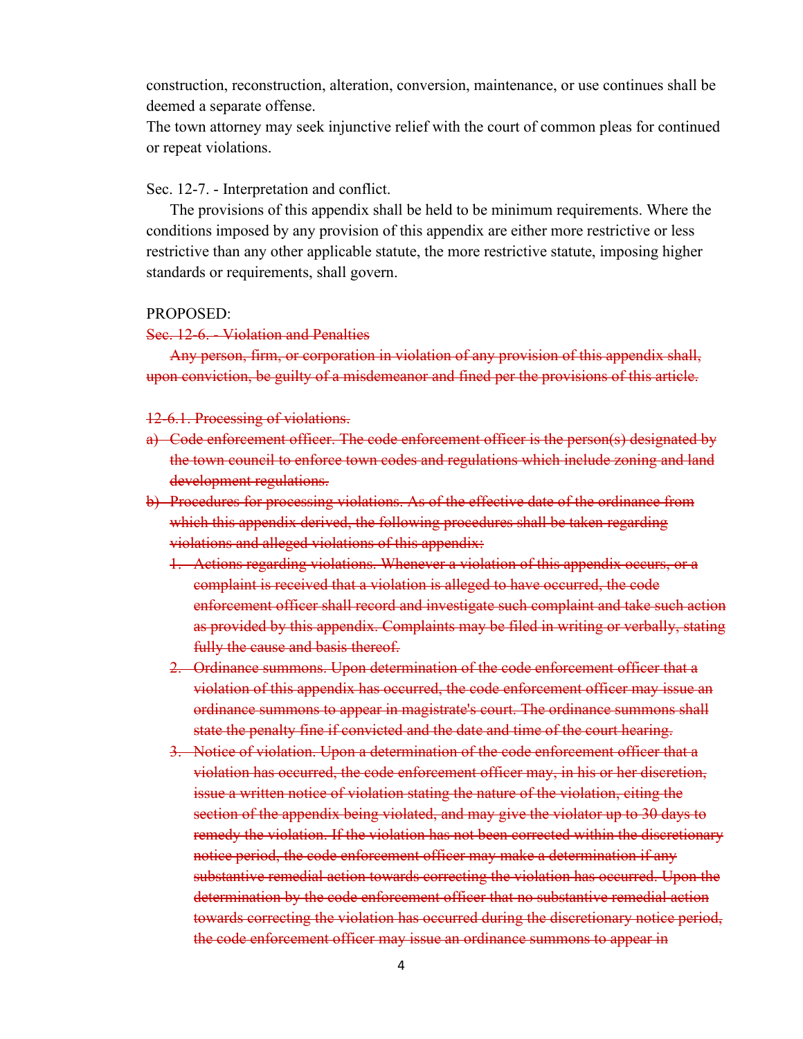construction, reconstruction, alteration, conversion, maintenance, or use continues shall be deemed a separate offense.

The town attorney may seek injunctive relief with the court of common pleas for continued or repeat violations.

Sec. 12-7. - Interpretation and conflict.

The provisions of this appendix shall be held to be minimum requirements. Where the conditions imposed by any provision of this appendix are either more restrictive or less restrictive than any other applicable statute, the more restrictive statute, imposing higher standards or requirements, shall govern.

PROPOSED:

~~Sec. 12-6. - Violation and Penalties~~

~~Any person, firm, or corporation in violation of any provision of this appendix shall, upon conviction, be guilty of a misdemeanor and fined per the provisions of this article.~~

~~12-6.1. Processing of violations.~~

~~a) Code enforcement officer. The code enforcement officer is the person(s) designated by the town council to enforce town codes and regulations which include zoning and land development regulations.~~

~~b) Procedures for processing violations. As of the effective date of the ordinance from which this appendix derived, the following procedures shall be taken regarding violations and alleged violations of this appendix:~~

~~1. Actions regarding violations. Whenever a violation of this appendix occurs, or a complaint is received that a violation is alleged to have occurred, the code enforcement officer shall record and investigate such complaint and take such action as provided by this appendix. Complaints may be filed in writing or verbally, stating fully the cause and basis thereof.~~

~~2. Ordinance summons. Upon determination of the code enforcement officer that a violation of this appendix has occurred, the code enforcement officer may issue an ordinance summons to appear in magistrate's court. The ordinance summons shall state the penalty fine if convicted and the date and time of the court hearing.~~

~~3. Notice of violation. Upon a determination of the code enforcement officer that a violation has occurred, the code enforcement officer may, in his or her discretion, issue a written notice of violation stating the nature of the violation, citing the section of the appendix being violated, and may give the violator up to 30 days to remedy the violation. If the violation has not been corrected within the discretionary notice period, the code enforcement officer may make a determination if any substantive remedial action towards correcting the violation has occurred. Upon the determination by the code enforcement officer that no substantive remedial action towards correcting the violation has occurred during the discretionary notice period, the code enforcement officer may issue an ordinance summons to appear in~~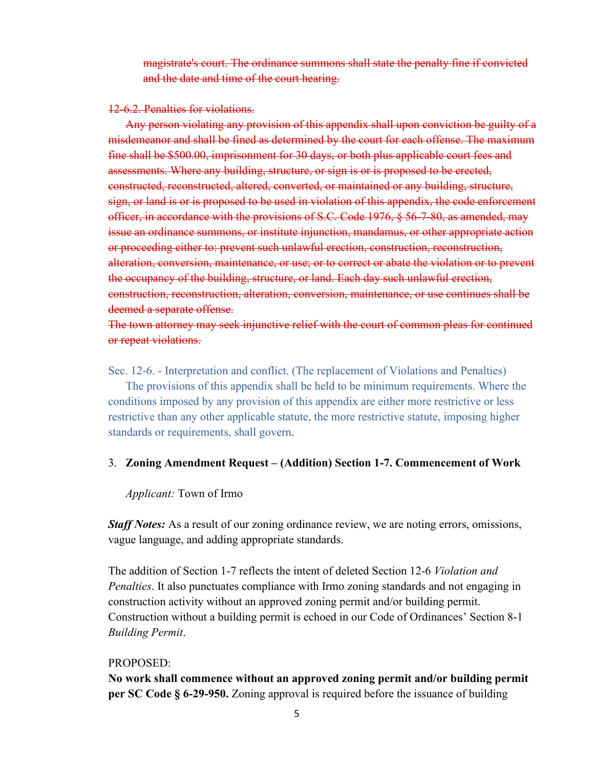~~magistrate's court. The ordinance summons shall state the penalty fine if convicted and the date and time of the court hearing.~~

~~12-6.2. Penalties for violations.~~

~~Any person violating any provision of this appendix shall upon conviction be guilty of a misdemeanor and shall be fined as determined by the court for each offense. The maximum fine shall be $500.00, imprisonment for 30 days, or both plus applicable court fees and assessments. Where any building, structure, or sign is or is proposed to be erected, constructed, reconstructed, altered, converted, or maintained or any building, structure, sign, or land is or is proposed to be used in violation of this appendix, the code enforcement officer, in accordance with the provisions of S.C. Code 1976, § 56-7-80, as amended, may issue an ordinance summons, or institute injunction, mandamus, or other appropriate action or proceeding either to: prevent such unlawful erection, construction, reconstruction, alteration, conversion, maintenance, or use; or to correct or abate the violation or to prevent the occupancy of the building, structure, or land. Each day such unlawful erection, construction, reconstruction, alteration, conversion, maintenance, or use continues shall be deemed a separate offense.~~

~~The town attorney may seek injunctive relief with the court of common pleas for continued or repeat violations.~~

Sec. 12-6. - Interpretation and conflict. (The replacement of Violations and Penalties)

The provisions of this appendix shall be held to be minimum requirements. Where the conditions imposed by any provision of this appendix are either more restrictive or less restrictive than any other applicable statute, the more restrictive statute, imposing higher standards or requirements, shall govern.

3. **Zoning Amendment Request – (Addition) Section 1-7. Commencement of Work**

   *Applicant:* Town of Irmo

***Staff Notes:*** As a result of our zoning ordinance review, we are noting errors, omissions, vague language, and adding appropriate standards.

The addition of Section 1-7 reflects the intent of deleted Section 12-6 *Violation and Penalties*. It also punctuates compliance with Irmo zoning standards and not engaging in construction activity without an approved zoning permit and/or building permit. Construction without a building permit is echoed in our Code of Ordinances' Section 8-1 *Building Permit*.

PROPOSED:

**No work shall commence without an approved zoning permit and/or building permit per SC Code § 6-29-950.** Zoning approval is required before the issuance of building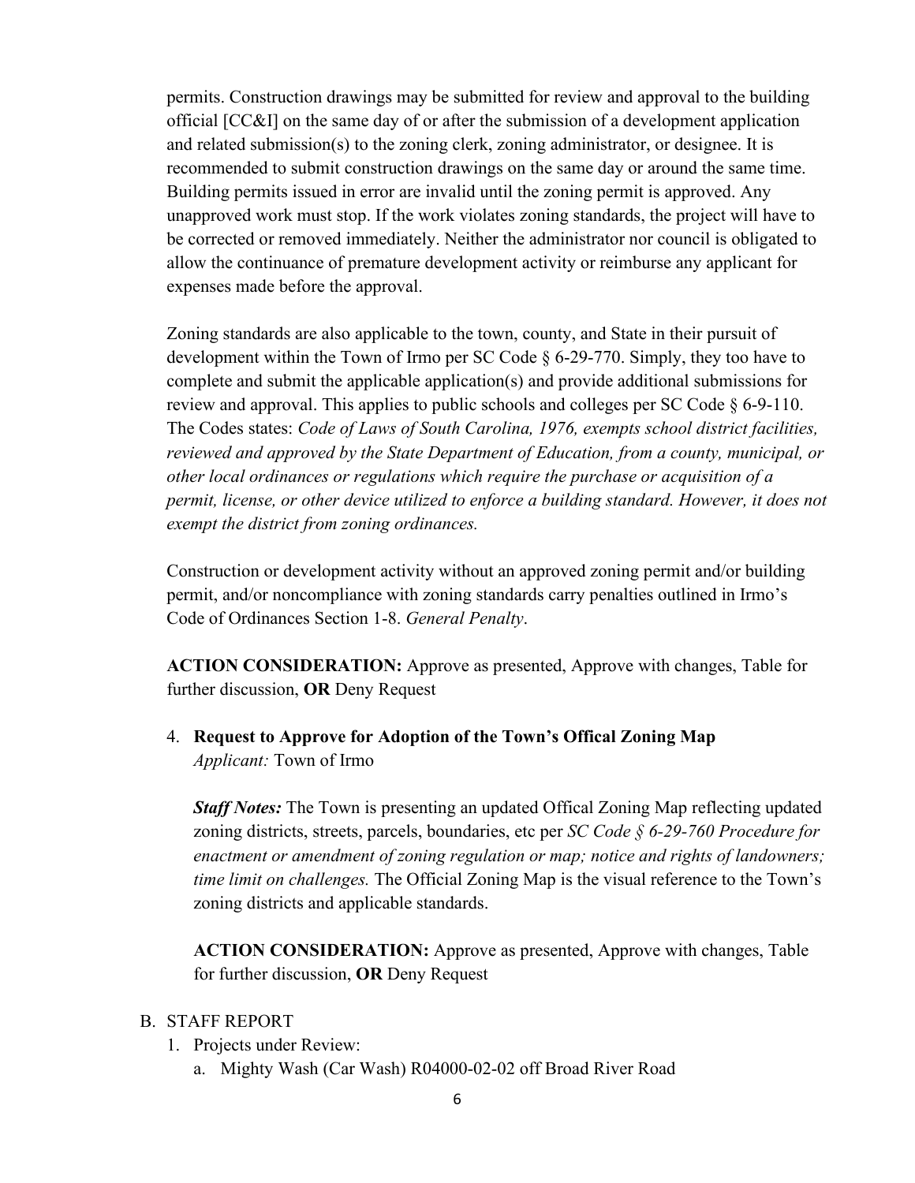permits. Construction drawings may be submitted for review and approval to the building official [CC&I] on the same day of or after the submission of a development application and related submission(s) to the zoning clerk, zoning administrator, or designee. It is recommended to submit construction drawings on the same day or around the same time. Building permits issued in error are invalid until the zoning permit is approved. Any unapproved work must stop. If the work violates zoning standards, the project will have to be corrected or removed immediately. Neither the administrator nor council is obligated to allow the continuance of premature development activity or reimburse any applicant for expenses made before the approval.

Zoning standards are also applicable to the town, county, and State in their pursuit of development within the Town of Irmo per SC Code § 6-29-770. Simply, they too have to complete and submit the applicable application(s) and provide additional submissions for review and approval. This applies to public schools and colleges per SC Code § 6-9-110. The Codes states: *Code of Laws of South Carolina, 1976, exempts school district facilities, reviewed and approved by the State Department of Education, from a county, municipal, or other local ordinances or regulations which require the purchase or acquisition of a permit, license, or other device utilized to enforce a building standard. However, it does not exempt the district from zoning ordinances.*

Construction or development activity without an approved zoning permit and/or building permit, and/or noncompliance with zoning standards carry penalties outlined in Irmo's Code of Ordinances Section 1-8. *General Penalty*.

**ACTION CONSIDERATION:** Approve as presented, Approve with changes, Table for further discussion, **OR** Deny Request

4. **Request to Approve for Adoption of the Town's Offical Zoning Map**
   *Applicant:* Town of Irmo

   ***Staff Notes:*** The Town is presenting an updated Offical Zoning Map reflecting updated zoning districts, streets, parcels, boundaries, etc per *SC Code § 6-29-760 Procedure for enactment or amendment of zoning regulation or map; notice and rights of landowners; time limit on challenges.* The Official Zoning Map is the visual reference to the Town's zoning districts and applicable standards.

   **ACTION CONSIDERATION:** Approve as presented, Approve with changes, Table for further discussion, **OR** Deny Request

B. STAFF REPORT
   1. Projects under Review:
      a. Mighty Wash (Car Wash) R04000-02-02 off Broad River Road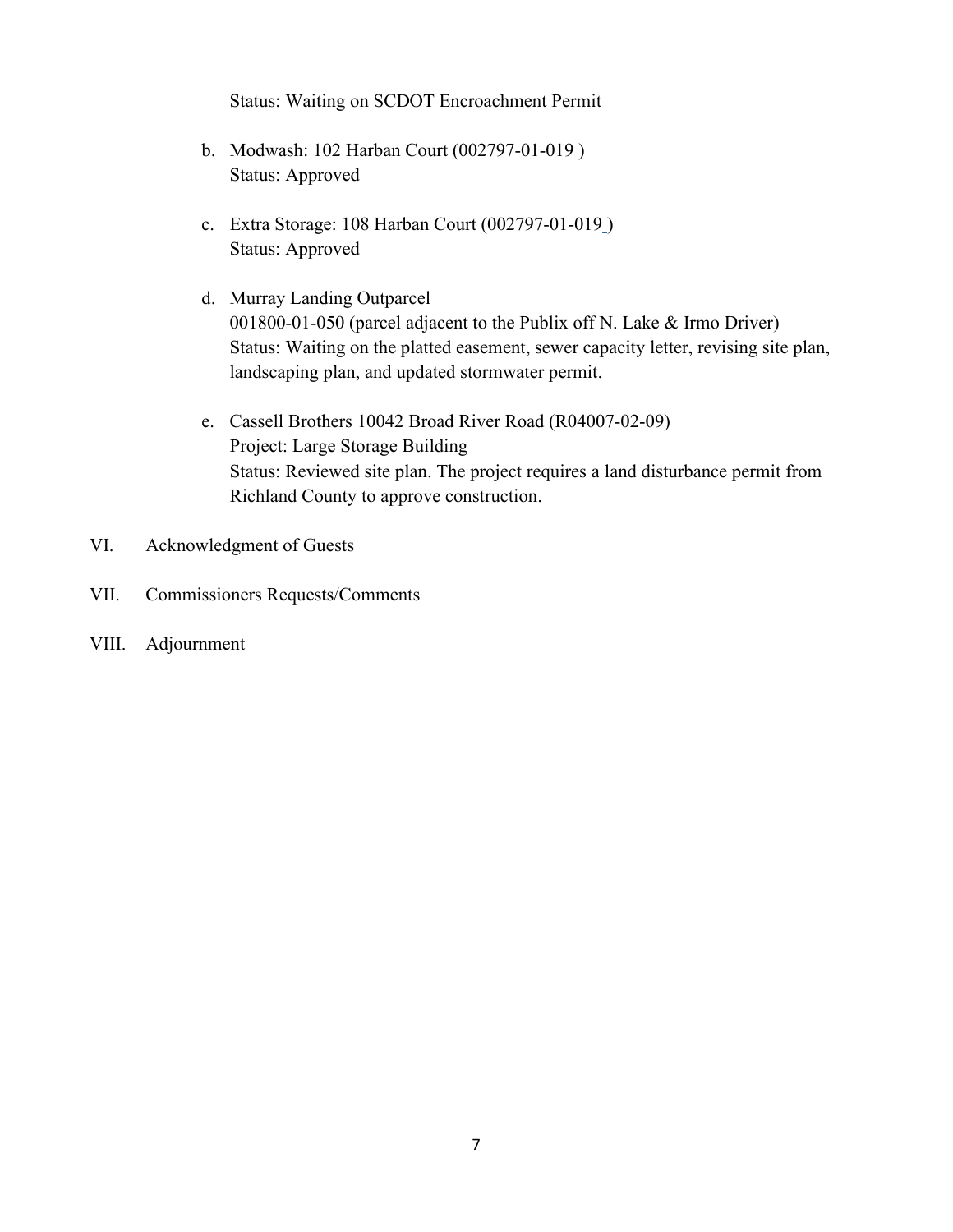Status: Waiting on SCDOT Encroachment Permit

b. Modwash: 102 Harban Court (002797-01-019_)
   Status: Approved

c. Extra Storage: 108 Harban Court (002797-01-019_)
   Status: Approved

d. Murray Landing Outparcel
   001800-01-050 (parcel adjacent to the Publix off N. Lake & Irmo Driver)
   Status: Waiting on the platted easement, sewer capacity letter, revising site plan, landscaping plan, and updated stormwater permit.

e. Cassell Brothers 10042 Broad River Road (R04007-02-09)
   Project: Large Storage Building
   Status: Reviewed site plan. The project requires a land disturbance permit from Richland County to approve construction.

VI. Acknowledgment of Guests

VII. Commissioners Requests/Comments

VIII. Adjournment